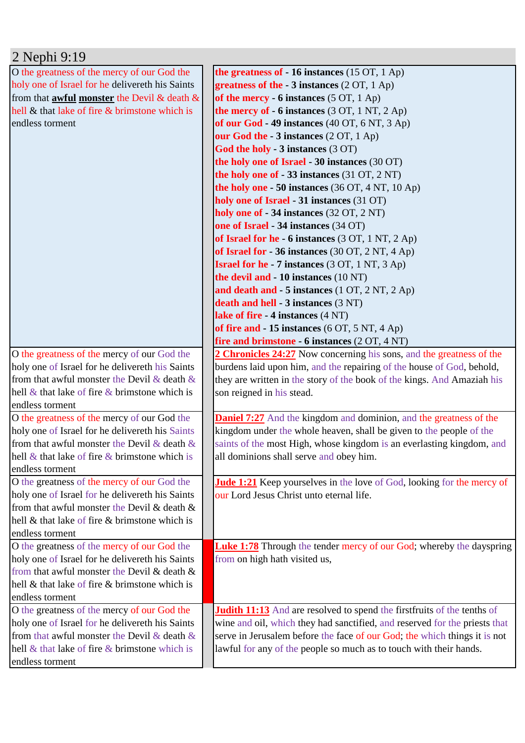## 2 Nephi 9:19

| | |
|---|---|
| O the greatness of the mercy of our God the holy one of Israel for he delivereth his Saints from that **awful** **monster** the Devil & death & hell & that lake of fire & brimstone which is endless torment | **the greatness of - 16 instances** (15 OT, 1 Ap)<br>**greatness of the - 3 instances** (2 OT, 1 Ap)<br>**of the mercy - 6 instances** (5 OT, 1 Ap)<br>**the mercy of - 6 instances** (3 OT, 1 NT, 2 Ap)<br>**of our God - 49 instances** (40 OT, 6 NT, 3 Ap)<br>**our God the - 3 instances** (2 OT, 1 Ap)<br>**God the holy - 3 instances** (3 OT)<br>**the holy one of Israel - 30 instances** (30 OT)<br>**the holy one of - 33 instances** (31 OT, 2 NT)<br>**the holy one - 50 instances** (36 OT, 4 NT, 10 Ap)<br>**holy one of Israel - 31 instances** (31 OT)<br>**holy one of - 34 instances** (32 OT, 2 NT)<br>**one of Israel - 34 instances** (34 OT)<br>**of Israel for he - 6 instances** (3 OT, 1 NT, 2 Ap)<br>**of Israel for - 36 instances** (30 OT, 2 NT, 4 Ap)<br>**Israel for he - 7 instances** (3 OT, 1 NT, 3 Ap)<br>**the devil and - 10 instances** (10 NT)<br>**and death and - 5 instances** (1 OT, 2 NT, 2 Ap)<br>**death and hell - 3 instances** (3 NT)<br>**lake of fire - 4 instances** (4 NT)<br>**of fire and - 15 instances** (6 OT, 5 NT, 4 Ap)<br>**fire and brimstone - 6 instances** (2 OT, 4 NT) |
| O the greatness of the mercy of our God the holy one of Israel for he delivereth his Saints from that awful monster the Devil & death & hell & that lake of fire & brimstone which is endless torment | **2 Chronicles 24:27** Now concerning his sons, and the greatness of the burdens laid upon him, and the repairing of the house of God, behold, they are written in the story of the book of the kings. And Amaziah his son reigned in his stead. |
| O the greatness of the mercy of our God the holy one of Israel for he delivereth his Saints from that awful monster the Devil & death & hell & that lake of fire & brimstone which is endless torment | **Daniel 7:27** And the kingdom and dominion, and the greatness of the kingdom under the whole heaven, shall be given to the people of the saints of the most High, whose kingdom is an everlasting kingdom, and all dominions shall serve and obey him. |
| O the greatness of the mercy of our God the holy one of Israel for he delivereth his Saints from that awful monster the Devil & death & hell & that lake of fire & brimstone which is endless torment | **Jude 1:21** Keep yourselves in the love of God, looking for the mercy of our Lord Jesus Christ unto eternal life. |
| O the greatness of the mercy of our God the holy one of Israel for he delivereth his Saints from that awful monster the Devil & death & hell & that lake of fire & brimstone which is endless torment | **Luke 1:78** Through the tender mercy of our God; whereby the dayspring from on high hath visited us, |
| O the greatness of the mercy of our God the holy one of Israel for he delivereth his Saints from that awful monster the Devil & death & hell & that lake of fire & brimstone which is endless torment | **Judith 11:13** And are resolved to spend the firstfruits of the tenths of wine and oil, which they had sanctified, and reserved for the priests that serve in Jerusalem before the face of our God; the which things it is not lawful for any of the people so much as to touch with their hands. |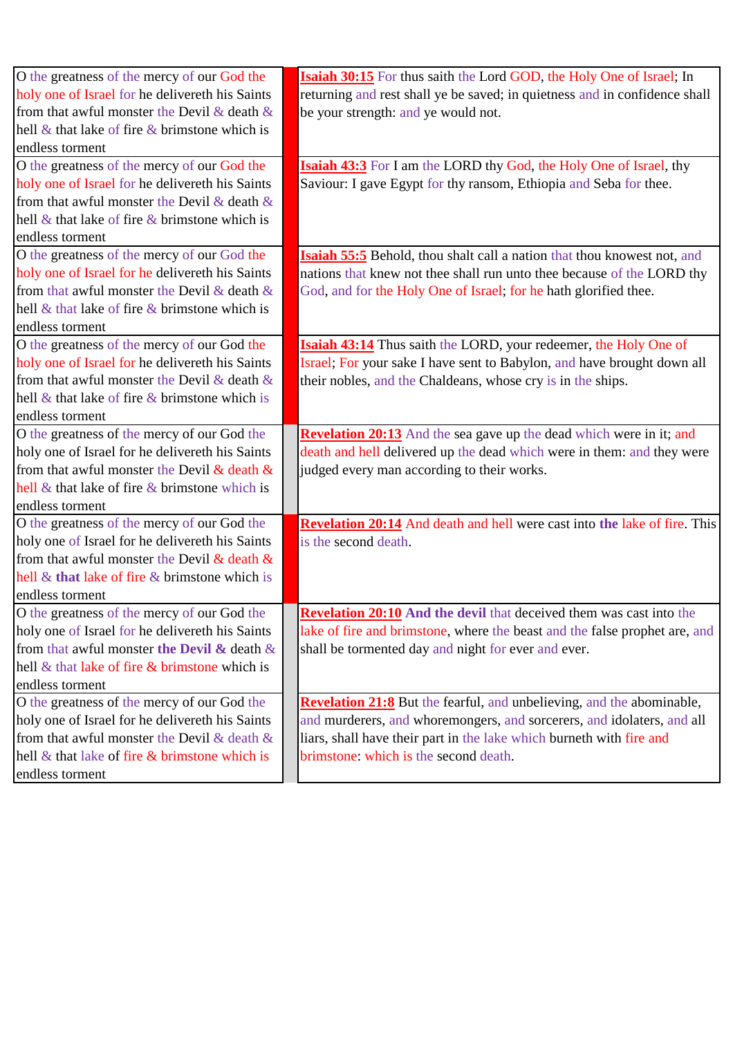| | | |
|---|---|---|
| O the greatness of the mercy of our God the holy one of Israel for he delivereth his Saints from that awful monster the Devil & death & hell & that lake of fire & brimstone which is endless torment | | Isaiah 30:15 For thus saith the Lord GOD, the Holy One of Israel; In returning and rest shall ye be saved; in quietness and in confidence shall be your strength: and ye would not. |
| O the greatness of the mercy of our God the holy one of Israel for he delivereth his Saints from that awful monster the Devil & death & hell & that lake of fire & brimstone which is endless torment | | Isaiah 43:3 For I am the LORD thy God, the Holy One of Israel, thy Saviour: I gave Egypt for thy ransom, Ethiopia and Seba for thee. |
| O the greatness of the mercy of our God the holy one of Israel for he delivereth his Saints from that awful monster the Devil & death & hell & that lake of fire & brimstone which is endless torment | | Isaiah 55:5 Behold, thou shalt call a nation that thou knowest not, and nations that knew not thee shall run unto thee because of the LORD thy God, and for the Holy One of Israel; for he hath glorified thee. |
| O the greatness of the mercy of our God the holy one of Israel for he delivereth his Saints from that awful monster the Devil & death & hell & that lake of fire & brimstone which is endless torment | | Isaiah 43:14 Thus saith the LORD, your redeemer, the Holy One of Israel; For your sake I have sent to Babylon, and have brought down all their nobles, and the Chaldeans, whose cry is in the ships. |
| O the greatness of the mercy of our God the holy one of Israel for he delivereth his Saints from that awful monster the Devil & death & hell & that lake of fire & brimstone which is endless torment | | Revelation 20:13 And the sea gave up the dead which were in it; and death and hell delivered up the dead which were in them: and they were judged every man according to their works. |
| O the greatness of the mercy of our God the holy one of Israel for he delivereth his Saints from that awful monster the Devil & death & hell & **that** lake of fire & brimstone which is endless torment | | Revelation 20:14 And death and hell were cast into **the** lake of fire. This is the second death. |
| O the greatness of the mercy of our God the holy one of Israel for he delivereth his Saints from that awful monster **the Devil &** death & hell & that lake of fire & brimstone which is endless torment | | Revelation 20:10 **And the devil** that deceived them was cast into the lake of fire and brimstone, where the beast and the false prophet are, and shall be tormented day and night for ever and ever. |
| O the greatness of the mercy of our God the holy one of Israel for he delivereth his Saints from that awful monster the Devil & death & hell & that lake of fire & brimstone which is endless torment | | Revelation 21:8 But the fearful, and unbelieving, and the abominable, and murderers, and whoremongers, and sorcerers, and idolaters, and all liars, shall have their part in the lake which burneth with fire and brimstone: which is the second death. |